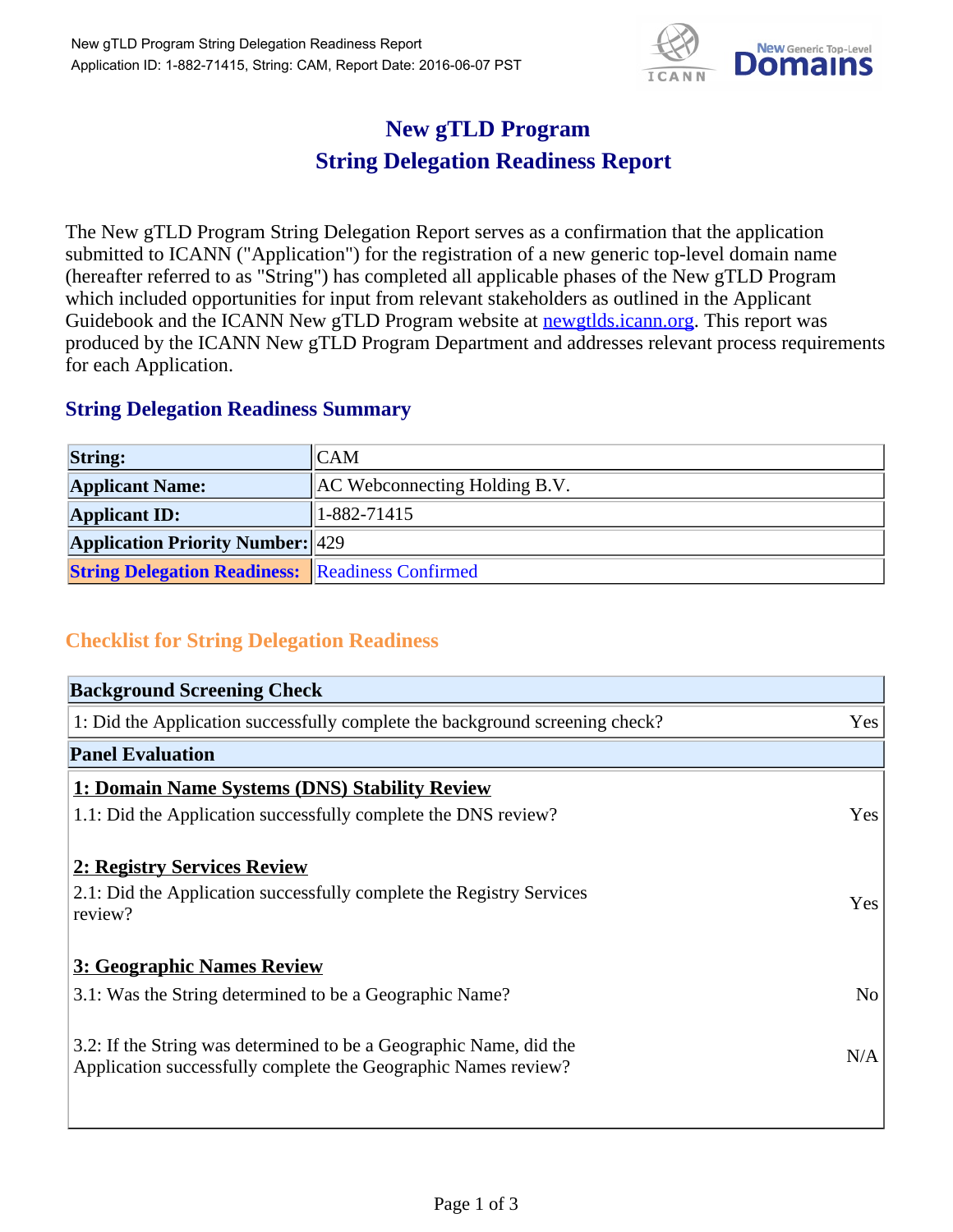# New gTLD Program
# String Delegation Readiness Report

The New gTLD Program String Delegation Report serves as a confirmation that the application submitted to ICANN ("Application") for the registration of a new generic top-level domain name (hereafter referred to as "String") has completed all applicable phases of the New gTLD Program which included opportunities for input from relevant stakeholders as outlined in the Applicant Guidebook and the ICANN New gTLD Program website at newgtlds.icann.org. This report was produced by the ICANN New gTLD Program Department and addresses relevant process requirements for each Application.

## String Delegation Readiness Summary

| | |
|---|---|
| **String:** | CAM |
| **Applicant Name:** | AC Webconnecting Holding B.V. |
| **Applicant ID:** | 1-882-71415 |
| **Application Priority Number:** | 429 |
| **String Delegation Readiness:** | Readiness Confirmed |

## Checklist for String Delegation Readiness

| **Background Screening Check** | |
|---|---|
| 1: Did the Application successfully complete the background screening check? | Yes |
| **Panel Evaluation** | |
| **1: Domain Name Systems (DNS) Stability Review** | |
| 1.1: Did the Application successfully complete the DNS review? | Yes |
| **2: Registry Services Review** | |
| 2.1: Did the Application successfully complete the Registry Services review? | Yes |
| **3: Geographic Names Review** | |
| 3.1: Was the String determined to be a Geographic Name? | No |
| 3.2: If the String was determined to be a Geographic Name, did the Application successfully complete the Geographic Names review? | N/A |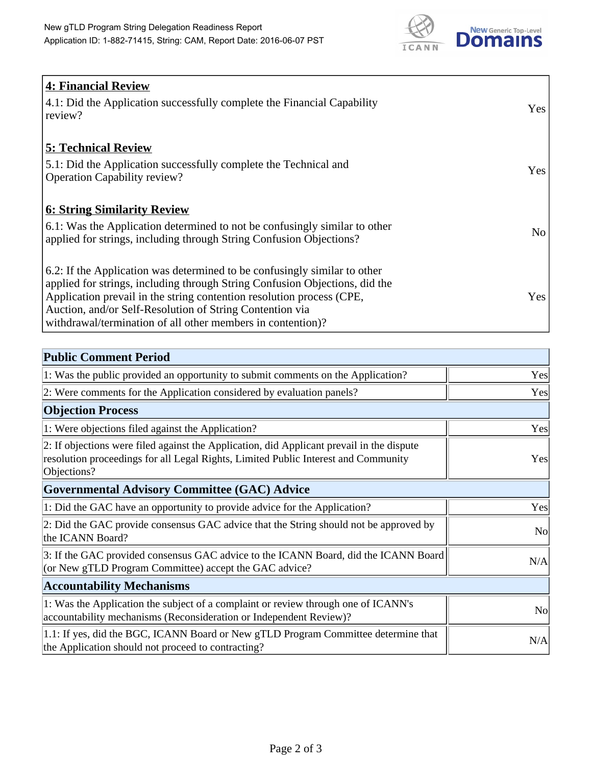| **4: Financial Review** | |
|---|---|
| 4.1: Did the Application successfully complete the Financial Capability review? | Yes |
| **5: Technical Review** | |
| 5.1: Did the Application successfully complete the Technical and Operation Capability review? | Yes |
| **6: String Similarity Review** | |
| 6.1: Was the Application determined to not be confusingly similar to other applied for strings, including through String Confusion Objections? | No |
| 6.2: If the Application was determined to be confusingly similar to other applied for strings, including through String Confusion Objections, did the Application prevail in the string contention resolution process (CPE, Auction, and/or Self-Resolution of String Contention via withdrawal/termination of all other members in contention)? | Yes |

| **Public Comment Period** | |
|---|---|
| 1: Was the public provided an opportunity to submit comments on the Application? | Yes |
| 2: Were comments for the Application considered by evaluation panels? | Yes |
| **Objection Process** | |
| 1: Were objections filed against the Application? | Yes |
| 2: If objections were filed against the Application, did Applicant prevail in the dispute resolution proceedings for all Legal Rights, Limited Public Interest and Community Objections? | Yes |
| **Governmental Advisory Committee (GAC) Advice** | |
| 1: Did the GAC have an opportunity to provide advice for the Application? | Yes |
| 2: Did the GAC provide consensus GAC advice that the String should not be approved by the ICANN Board? | No |
| 3: If the GAC provided consensus GAC advice to the ICANN Board, did the ICANN Board (or New gTLD Program Committee) accept the GAC advice? | N/A |
| **Accountability Mechanisms** | |
| 1: Was the Application the subject of a complaint or review through one of ICANN's accountability mechanisms (Reconsideration or Independent Review)? | No |
| 1.1: If yes, did the BGC, ICANN Board or New gTLD Program Committee determine that the Application should not proceed to contracting? | N/A |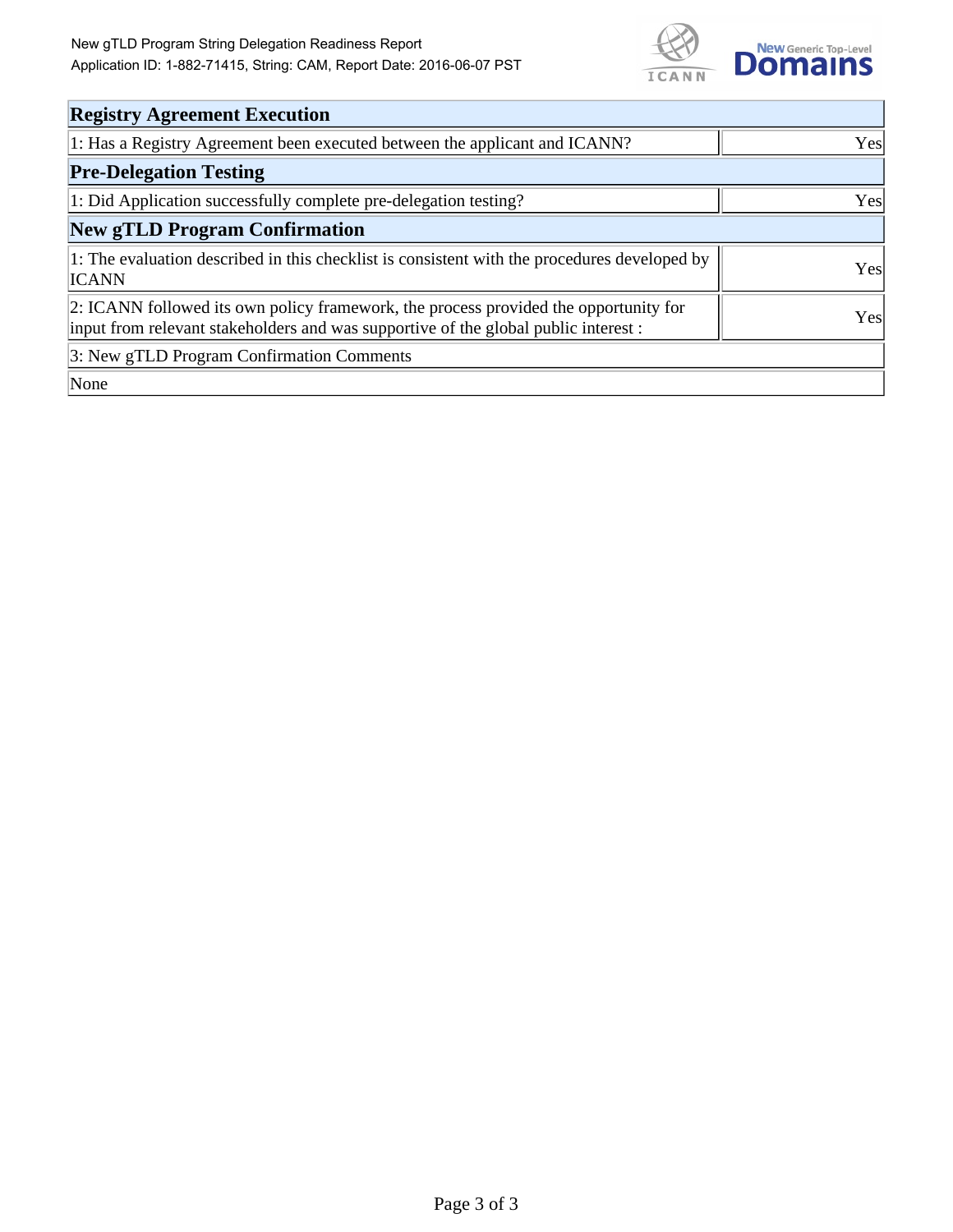## Registry Agreement Execution

| | |
|---|---|
| 1: Has a Registry Agreement been executed between the applicant and ICANN? | Yes |

## Pre-Delegation Testing

| | |
|---|---|
| 1: Did Application successfully complete pre-delegation testing? | Yes |

## New gTLD Program Confirmation

| | |
|---|---|
| 1: The evaluation described in this checklist is consistent with the procedures developed by ICANN | Yes |
| 2: ICANN followed its own policy framework, the process provided the opportunity for input from relevant stakeholders and was supportive of the global public interest : | Yes |

3: New gTLD Program Confirmation Comments

None